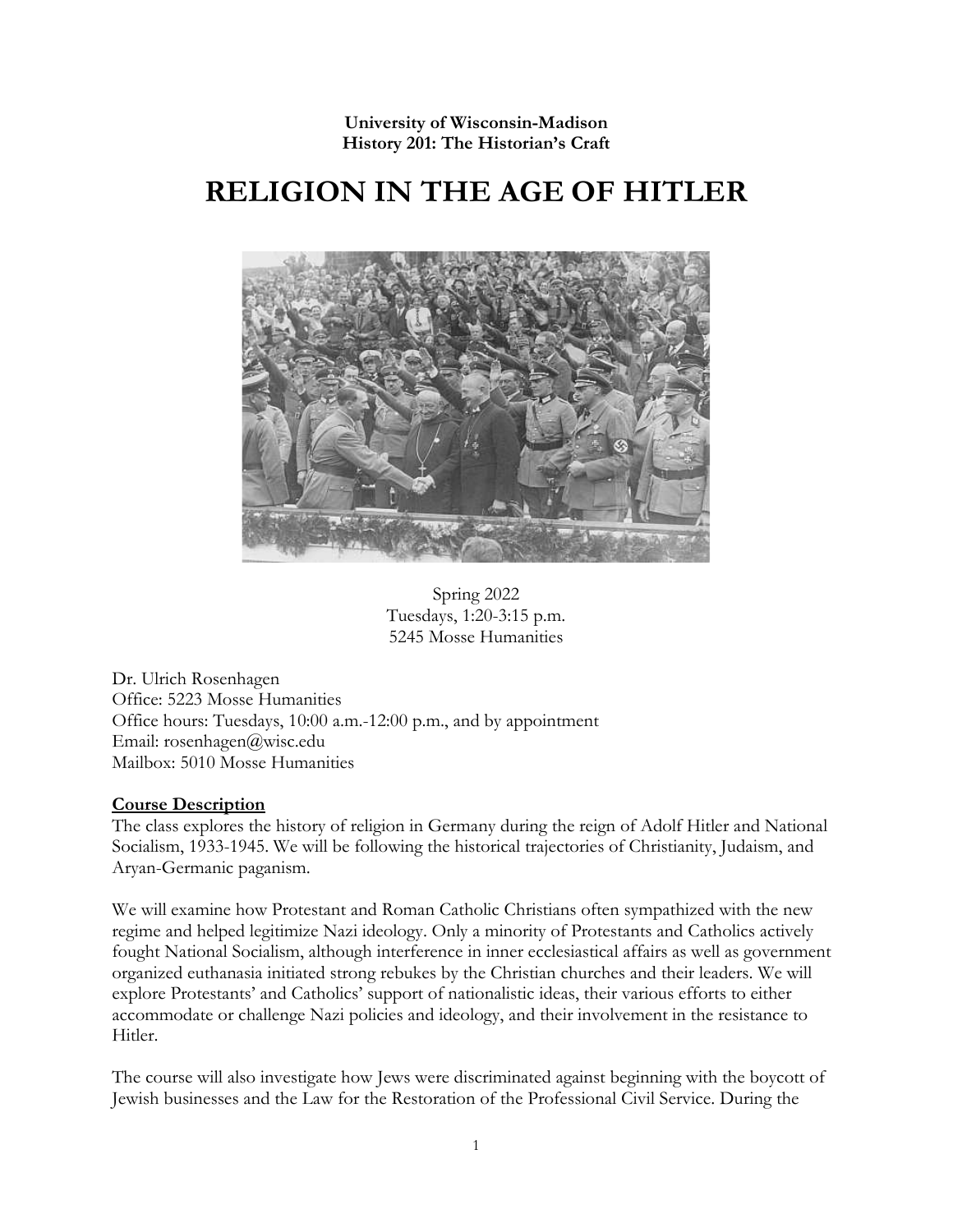**University of Wisconsin-Madison**
**History 201: The Historian's Craft**

# RELIGION IN THE AGE OF HITLER

Spring 2022
Tuesdays, 1:20-3:15 p.m.
5245 Mosse Humanities

Dr. Ulrich Rosenhagen
Office: 5223 Mosse Humanities
Office hours: Tuesdays, 10:00 a.m.-12:00 p.m., and by appointment
Email: rosenhagen@wisc.edu
Mailbox: 5010 Mosse Humanities

## Course Description

The class explores the history of religion in Germany during the reign of Adolf Hitler and National Socialism, 1933-1945. We will be following the historical trajectories of Christianity, Judaism, and Aryan-Germanic paganism.

We will examine how Protestant and Roman Catholic Christians often sympathized with the new regime and helped legitimize Nazi ideology. Only a minority of Protestants and Catholics actively fought National Socialism, although interference in inner ecclesiastical affairs as well as government organized euthanasia initiated strong rebukes by the Christian churches and their leaders. We will explore Protestants' and Catholics' support of nationalistic ideas, their various efforts to either accommodate or challenge Nazi policies and ideology, and their involvement in the resistance to Hitler.

The course will also investigate how Jews were discriminated against beginning with the boycott of Jewish businesses and the Law for the Restoration of the Professional Civil Service. During the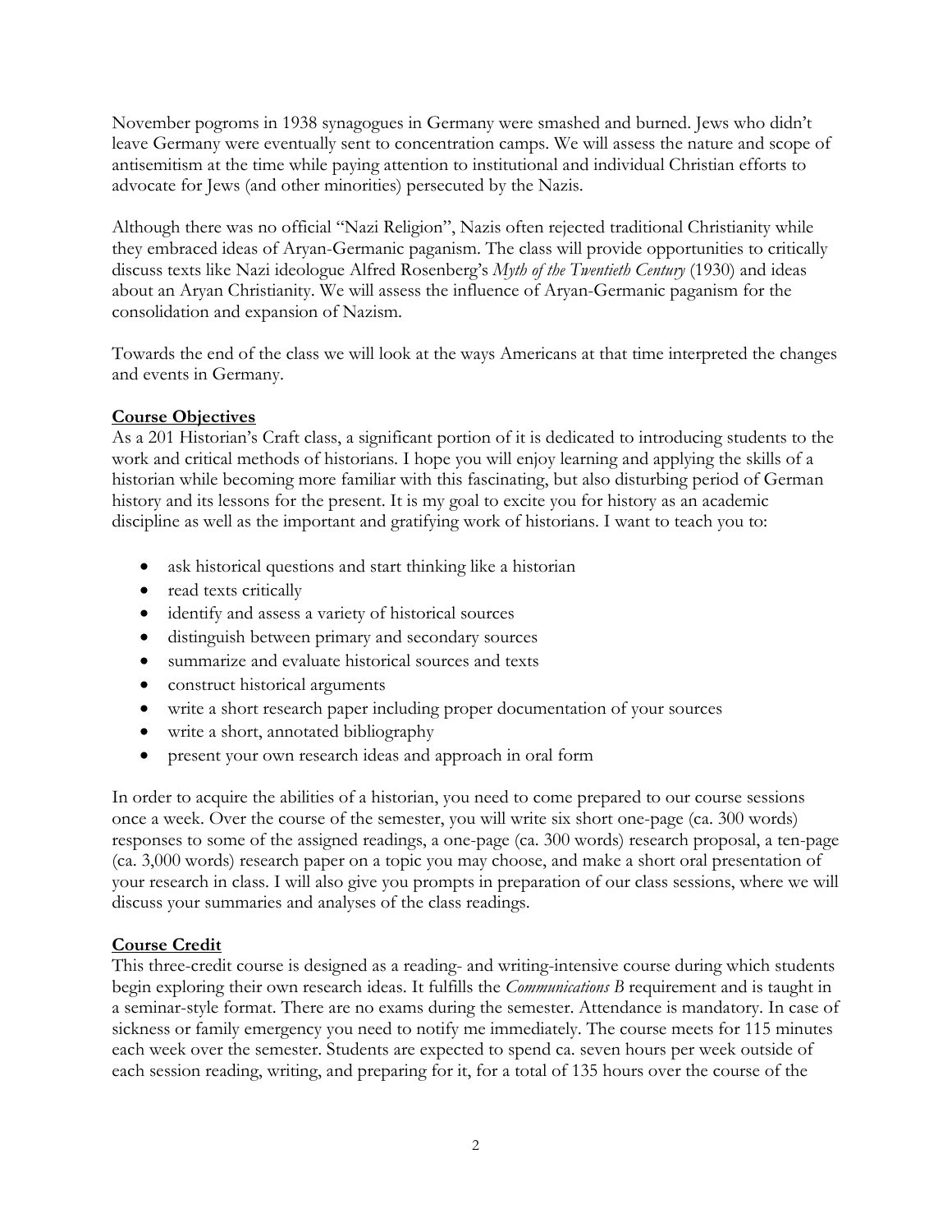November pogroms in 1938 synagogues in Germany were smashed and burned. Jews who didn't leave Germany were eventually sent to concentration camps. We will assess the nature and scope of antisemitism at the time while paying attention to institutional and individual Christian efforts to advocate for Jews (and other minorities) persecuted by the Nazis.

Although there was no official "Nazi Religion", Nazis often rejected traditional Christianity while they embraced ideas of Aryan-Germanic paganism. The class will provide opportunities to critically discuss texts like Nazi ideologue Alfred Rosenberg's *Myth of the Twentieth Century* (1930) and ideas about an Aryan Christianity. We will assess the influence of Aryan-Germanic paganism for the consolidation and expansion of Nazism.

Towards the end of the class we will look at the ways Americans at that time interpreted the changes and events in Germany.

## Course Objectives

As a 201 Historian's Craft class, a significant portion of it is dedicated to introducing students to the work and critical methods of historians. I hope you will enjoy learning and applying the skills of a historian while becoming more familiar with this fascinating, but also disturbing period of German history and its lessons for the present. It is my goal to excite you for history as an academic discipline as well as the important and gratifying work of historians. I want to teach you to:

- ask historical questions and start thinking like a historian
- read texts critically
- identify and assess a variety of historical sources
- distinguish between primary and secondary sources
- summarize and evaluate historical sources and texts
- construct historical arguments
- write a short research paper including proper documentation of your sources
- write a short, annotated bibliography
- present your own research ideas and approach in oral form

In order to acquire the abilities of a historian, you need to come prepared to our course sessions once a week. Over the course of the semester, you will write six short one-page (ca. 300 words) responses to some of the assigned readings, a one-page (ca. 300 words) research proposal, a ten-page (ca. 3,000 words) research paper on a topic you may choose, and make a short oral presentation of your research in class. I will also give you prompts in preparation of our class sessions, where we will discuss your summaries and analyses of the class readings.

## Course Credit

This three-credit course is designed as a reading- and writing-intensive course during which students begin exploring their own research ideas. It fulfills the *Communications B* requirement and is taught in a seminar-style format. There are no exams during the semester. Attendance is mandatory. In case of sickness or family emergency you need to notify me immediately. The course meets for 115 minutes each week over the semester. Students are expected to spend ca. seven hours per week outside of each session reading, writing, and preparing for it, for a total of 135 hours over the course of the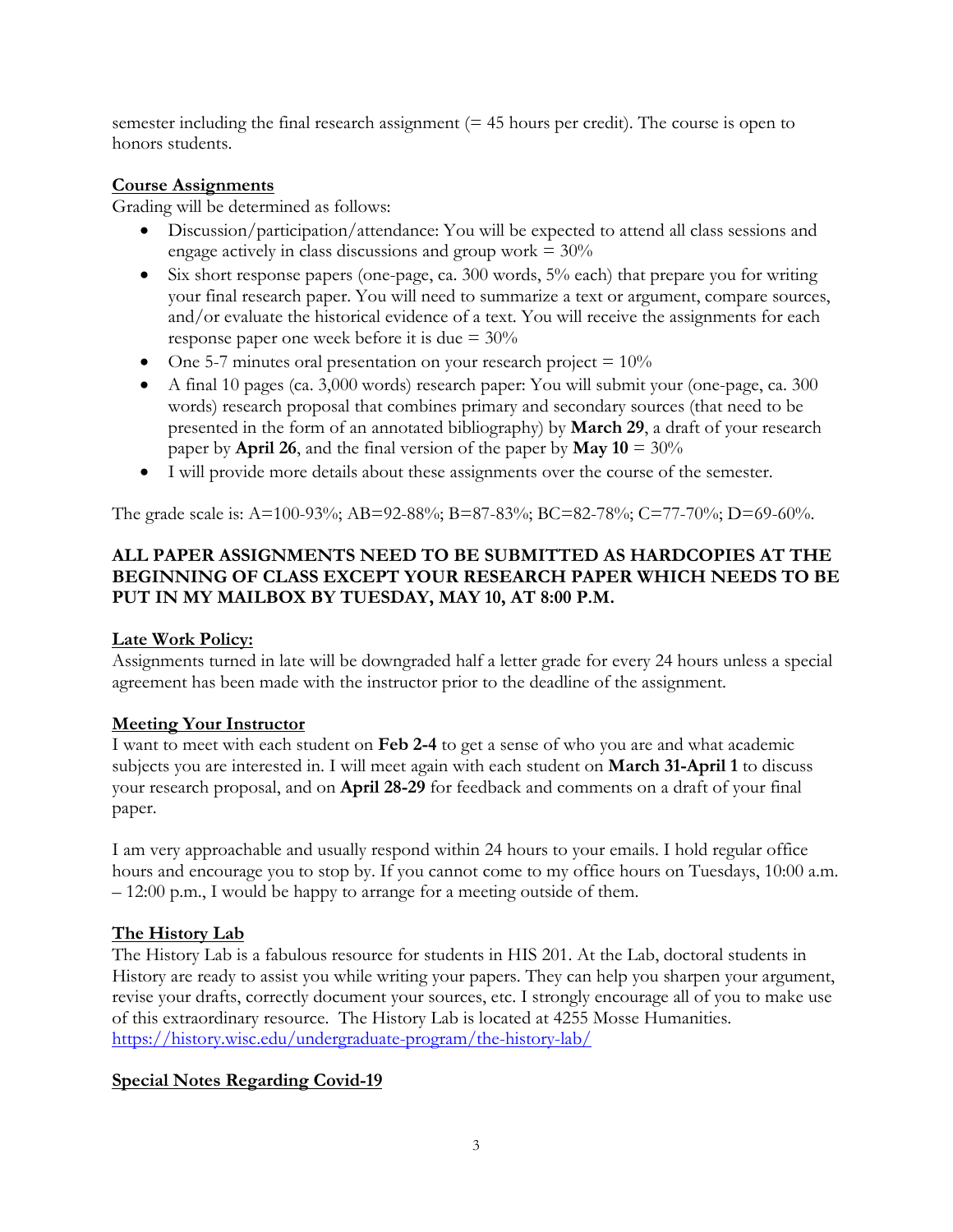semester including the final research assignment (= 45 hours per credit). The course is open to honors students.

**Course Assignments**

Grading will be determined as follows:

- Discussion/participation/attendance: You will be expected to attend all class sessions and engage actively in class discussions and group work = 30%
- Six short response papers (one-page, ca. 300 words, 5% each) that prepare you for writing your final research paper. You will need to summarize a text or argument, compare sources, and/or evaluate the historical evidence of a text. You will receive the assignments for each response paper one week before it is due = 30%
- One 5-7 minutes oral presentation on your research project = 10%
- A final 10 pages (ca. 3,000 words) research paper: You will submit your (one-page, ca. 300 words) research proposal that combines primary and secondary sources (that need to be presented in the form of an annotated bibliography) by **March 29**, a draft of your research paper by **April 26**, and the final version of the paper by **May 10** = 30%
- I will provide more details about these assignments over the course of the semester.

The grade scale is: A=100-93%; AB=92-88%; B=87-83%; BC=82-78%; C=77-70%; D=69-60%.

**ALL PAPER ASSIGNMENTS NEED TO BE SUBMITTED AS HARDCOPIES AT THE BEGINNING OF CLASS EXCEPT YOUR RESEARCH PAPER WHICH NEEDS TO BE PUT IN MY MAILBOX BY TUESDAY, MAY 10, AT 8:00 P.M.**

**Late Work Policy:**

Assignments turned in late will be downgraded half a letter grade for every 24 hours unless a special agreement has been made with the instructor prior to the deadline of the assignment.

**Meeting Your Instructor**

I want to meet with each student on **Feb 2-4** to get a sense of who you are and what academic subjects you are interested in. I will meet again with each student on **March 31-April 1** to discuss your research proposal, and on **April 28-29** for feedback and comments on a draft of your final paper.

I am very approachable and usually respond within 24 hours to your emails. I hold regular office hours and encourage you to stop by. If you cannot come to my office hours on Tuesdays, 10:00 a.m. – 12:00 p.m., I would be happy to arrange for a meeting outside of them.

**The History Lab**

The History Lab is a fabulous resource for students in HIS 201. At the Lab, doctoral students in History are ready to assist you while writing your papers. They can help you sharpen your argument, revise your drafts, correctly document your sources, etc. I strongly encourage all of you to make use of this extraordinary resource. The History Lab is located at 4255 Mosse Humanities. https://history.wisc.edu/undergraduate-program/the-history-lab/

**Special Notes Regarding Covid-19**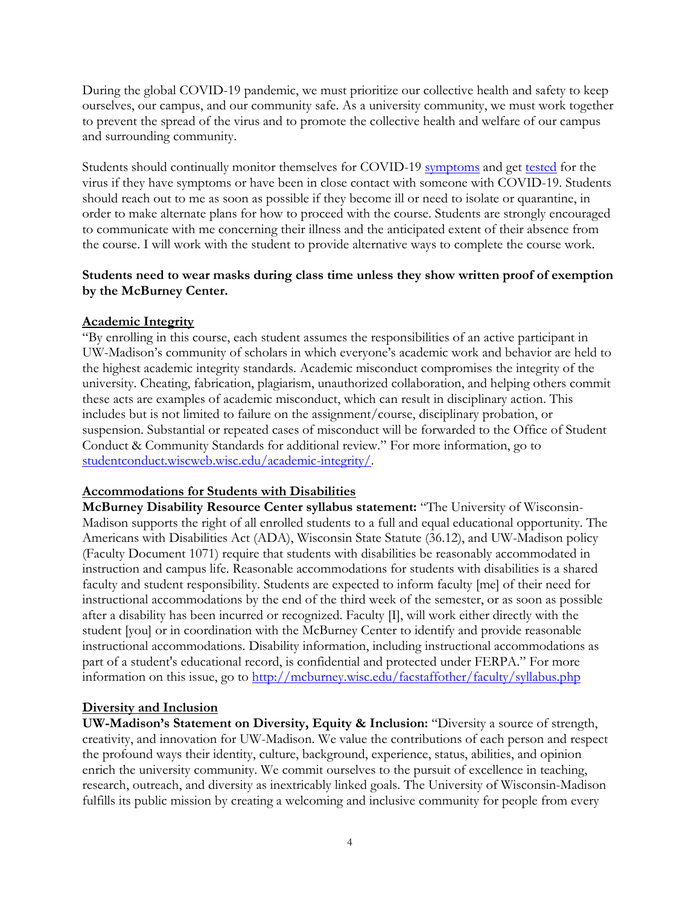During the global COVID-19 pandemic, we must prioritize our collective health and safety to keep ourselves, our campus, and our community safe. As a university community, we must work together to prevent the spread of the virus and to promote the collective health and welfare of our campus and surrounding community.

Students should continually monitor themselves for COVID-19 symptoms and get tested for the virus if they have symptoms or have been in close contact with someone with COVID-19. Students should reach out to me as soon as possible if they become ill or need to isolate or quarantine, in order to make alternate plans for how to proceed with the course. Students are strongly encouraged to communicate with me concerning their illness and the anticipated extent of their absence from the course. I will work with the student to provide alternative ways to complete the course work.

**Students need to wear masks during class time unless they show written proof of exemption by the McBurney Center.**

## Academic Integrity

"By enrolling in this course, each student assumes the responsibilities of an active participant in UW-Madison's community of scholars in which everyone's academic work and behavior are held to the highest academic integrity standards. Academic misconduct compromises the integrity of the university. Cheating, fabrication, plagiarism, unauthorized collaboration, and helping others commit these acts are examples of academic misconduct, which can result in disciplinary action. This includes but is not limited to failure on the assignment/course, disciplinary probation, or suspension. Substantial or repeated cases of misconduct will be forwarded to the Office of Student Conduct & Community Standards for additional review." For more information, go to studentconduct.wiscweb.wisc.edu/academic-integrity/.

## Accommodations for Students with Disabilities

**McBurney Disability Resource Center syllabus statement:** "The University of Wisconsin-Madison supports the right of all enrolled students to a full and equal educational opportunity. The Americans with Disabilities Act (ADA), Wisconsin State Statute (36.12), and UW-Madison policy (Faculty Document 1071) require that students with disabilities be reasonably accommodated in instruction and campus life. Reasonable accommodations for students with disabilities is a shared faculty and student responsibility. Students are expected to inform faculty [me] of their need for instructional accommodations by the end of the third week of the semester, or as soon as possible after a disability has been incurred or recognized. Faculty [I], will work either directly with the student [you] or in coordination with the McBurney Center to identify and provide reasonable instructional accommodations. Disability information, including instructional accommodations as part of a student's educational record, is confidential and protected under FERPA." For more information on this issue, go to http://mcburney.wisc.edu/facstaffother/faculty/syllabus.php

## Diversity and Inclusion

**UW-Madison's Statement on Diversity, Equity & Inclusion:** "Diversity a source of strength, creativity, and innovation for UW-Madison. We value the contributions of each person and respect the profound ways their identity, culture, background, experience, status, abilities, and opinion enrich the university community. We commit ourselves to the pursuit of excellence in teaching, research, outreach, and diversity as inextricably linked goals. The University of Wisconsin-Madison fulfills its public mission by creating a welcoming and inclusive community for people from every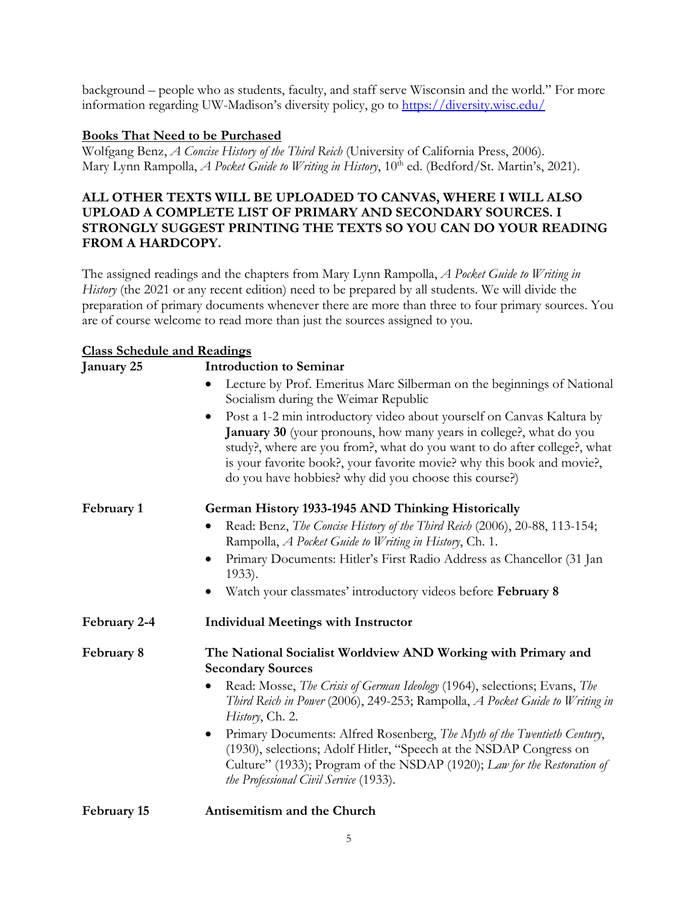background – people who as students, faculty, and staff serve Wisconsin and the world." For more information regarding UW-Madison's diversity policy, go to https://diversity.wisc.edu/

**<u>Books That Need to be Purchased</u>**

Wolfgang Benz, *A Concise History of the Third Reich* (University of California Press, 2006).
Mary Lynn Rampolla, *A Pocket Guide to Writing in History*, 10th ed. (Bedford/St. Martin's, 2021).

**ALL OTHER TEXTS WILL BE UPLOADED TO CANVAS, WHERE I WILL ALSO UPLOAD A COMPLETE LIST OF PRIMARY AND SECONDARY SOURCES. I STRONGLY SUGGEST PRINTING THE TEXTS SO YOU CAN DO YOUR READING FROM A HARDCOPY.**

The assigned readings and the chapters from Mary Lynn Rampolla, *A Pocket Guide to Writing in History* (the 2021 or any recent edition) need to be prepared by all students. We will divide the preparation of primary documents whenever there are more than three to four primary sources. You are of course welcome to read more than just the sources assigned to you.

**<u>Class Schedule and Readings</u>**

**January 25** — **Introduction to Seminar**

- Lecture by Prof. Emeritus Marc Silberman on the beginnings of National Socialism during the Weimar Republic
- Post a 1-2 min introductory video about yourself on Canvas Kaltura by **January 30** (your pronouns, how many years in college?, what do you study?, where are you from?, what do you want to do after college?, what is your favorite book?, your favorite movie? why this book and movie?, do you have hobbies? why did you choose this course?)

**February 1** — **German History 1933-1945 AND Thinking Historically**

- Read: Benz, *The Concise History of the Third Reich* (2006), 20-88, 113-154; Rampolla, *A Pocket Guide to Writing in History*, Ch. 1.
- Primary Documents: Hitler's First Radio Address as Chancellor (31 Jan 1933).
- Watch your classmates' introductory videos before **February 8**

**February 2-4** — **Individual Meetings with Instructor**

**February 8** — **The National Socialist Worldview AND Working with Primary and Secondary Sources**

- Read: Mosse, *The Crisis of German Ideology* (1964), selections; Evans, *The Third Reich in Power* (2006), 249-253; Rampolla, *A Pocket Guide to Writing in History*, Ch. 2.
- Primary Documents: Alfred Rosenberg, *The Myth of the Twentieth Century*, (1930), selections; Adolf Hitler, "Speech at the NSDAP Congress on Culture" (1933); Program of the NSDAP (1920); *Law for the Restoration of the Professional Civil Service* (1933).

**February 15** — **Antisemitism and the Church**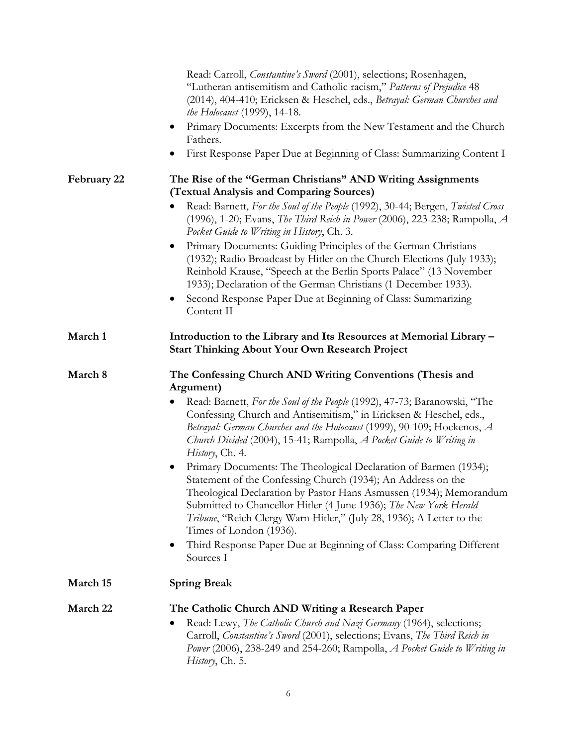Read: Carroll, *Constantine's Sword* (2001), selections; Rosenhagen, "Lutheran antisemitism and Catholic racism," *Patterns of Prejudice* 48 (2014), 404-410; Ericksen & Heschel, eds., *Betrayal: German Churches and the Holocaust* (1999), 14-18.

- Primary Documents: Excerpts from the New Testament and the Church Fathers.
- First Response Paper Due at Beginning of Class: Summarizing Content I

**February 22** — **The Rise of the "German Christians" AND Writing Assignments (Textual Analysis and Comparing Sources)**

- Read: Barnett, *For the Soul of the People* (1992), 30-44; Bergen, *Twisted Cross* (1996), 1-20; Evans, *The Third Reich in Power* (2006), 223-238; Rampolla, *A Pocket Guide to Writing in History*, Ch. 3.
- Primary Documents: Guiding Principles of the German Christians (1932); Radio Broadcast by Hitler on the Church Elections (July 1933); Reinhold Krause, "Speech at the Berlin Sports Palace" (13 November 1933); Declaration of the German Christians (1 December 1933).
- Second Response Paper Due at Beginning of Class: Summarizing Content II

**March 1** — **Introduction to the Library and Its Resources at Memorial Library – Start Thinking About Your Own Research Project**

**March 8** — **The Confessing Church AND Writing Conventions (Thesis and Argument)**

- Read: Barnett, *For the Soul of the People* (1992), 47-73; Baranowski, "The Confessing Church and Antisemitism," in Ericksen & Heschel, eds., *Betrayal: German Churches and the Holocaust* (1999), 90-109; Hockenos, *A Church Divided* (2004), 15-41; Rampolla, *A Pocket Guide to Writing in History*, Ch. 4.
- Primary Documents: The Theological Declaration of Barmen (1934); Statement of the Confessing Church (1934); An Address on the Theological Declaration by Pastor Hans Asmussen (1934); Memorandum Submitted to Chancellor Hitler (4 June 1936); *The New York Herald Tribune*, "Reich Clergy Warn Hitler," (July 28, 1936); A Letter to the Times of London (1936).
- Third Response Paper Due at Beginning of Class: Comparing Different Sources I

**March 15** — **Spring Break**

**March 22** — **The Catholic Church AND Writing a Research Paper**

- Read: Lewy, *The Catholic Church and Nazi Germany* (1964), selections; Carroll, *Constantine's Sword* (2001), selections; Evans, *The Third Reich in Power* (2006), 238-249 and 254-260; Rampolla, *A Pocket Guide to Writing in History*, Ch. 5.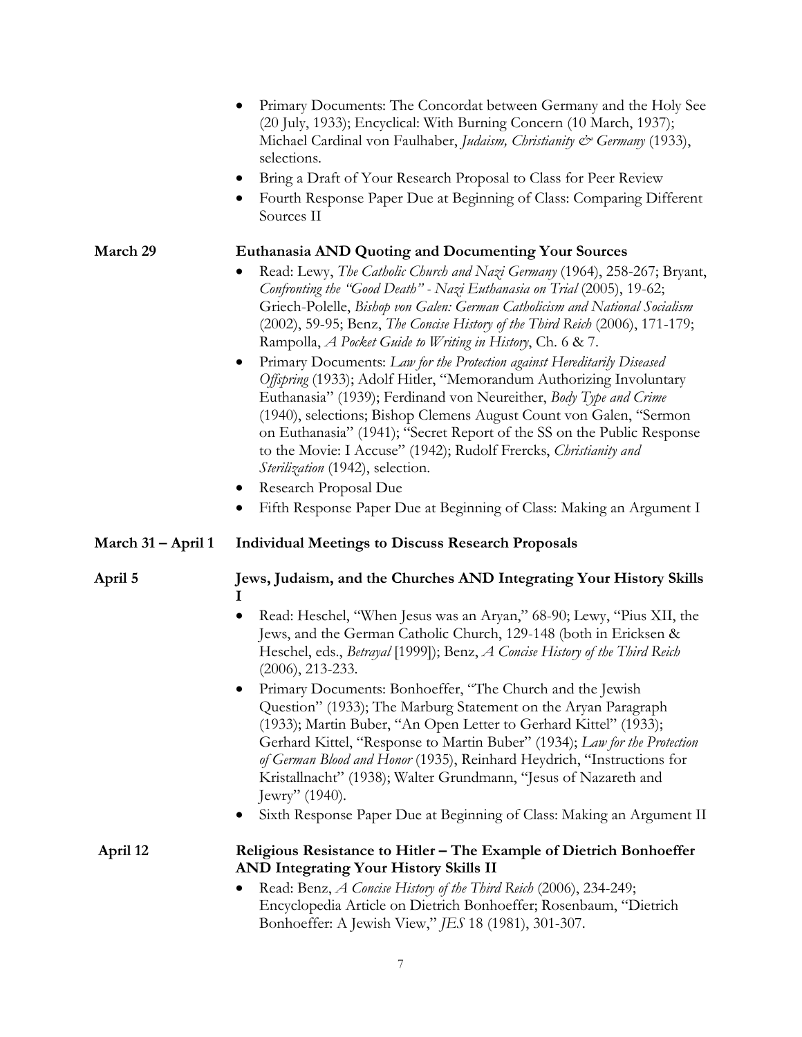- Primary Documents: The Concordat between Germany and the Holy See (20 July, 1933); Encyclical: With Burning Concern (10 March, 1937); Michael Cardinal von Faulhaber, *Judaism, Christianity & Germany* (1933), selections.
- Bring a Draft of Your Research Proposal to Class for Peer Review
- Fourth Response Paper Due at Beginning of Class: Comparing Different Sources II

**March 29** — **Euthanasia AND Quoting and Documenting Your Sources**

- Read: Lewy, *The Catholic Church and Nazi Germany* (1964), 258-267; Bryant, *Confronting the "Good Death" - Nazi Euthanasia on Trial* (2005), 19-62; Griech-Polelle, *Bishop von Galen: German Catholicism and National Socialism* (2002), 59-95; Benz, *The Concise History of the Third Reich* (2006), 171-179; Rampolla, *A Pocket Guide to Writing in History*, Ch. 6 & 7.
- Primary Documents: *Law for the Protection against Hereditarily Diseased Offspring* (1933); Adolf Hitler, "Memorandum Authorizing Involuntary Euthanasia" (1939); Ferdinand von Neureither, *Body Type and Crime* (1940), selections; Bishop Clemens August Count von Galen, "Sermon on Euthanasia" (1941); "Secret Report of the SS on the Public Response to the Movie: I Accuse" (1942); Rudolf Frercks, *Christianity and Sterilization* (1942), selection.
- Research Proposal Due
- Fifth Response Paper Due at Beginning of Class: Making an Argument I

**March 31 – April 1** — **Individual Meetings to Discuss Research Proposals**

**April 5** — **Jews, Judaism, and the Churches AND Integrating Your History Skills I**

- Read: Heschel, "When Jesus was an Aryan," 68-90; Lewy, "Pius XII, the Jews, and the German Catholic Church, 129-148 (both in Ericksen & Heschel, eds., *Betrayal* [1999]); Benz, *A Concise History of the Third Reich* (2006), 213-233.
- Primary Documents: Bonhoeffer, "The Church and the Jewish Question" (1933); The Marburg Statement on the Aryan Paragraph (1933); Martin Buber, "An Open Letter to Gerhard Kittel" (1933); Gerhard Kittel, "Response to Martin Buber" (1934); *Law for the Protection of German Blood and Honor* (1935), Reinhard Heydrich, "Instructions for Kristallnacht" (1938); Walter Grundmann, "Jesus of Nazareth and Jewry" (1940).
- Sixth Response Paper Due at Beginning of Class: Making an Argument II

**April 12** — **Religious Resistance to Hitler – The Example of Dietrich Bonhoeffer AND Integrating Your History Skills II**

- Read: Benz, *A Concise History of the Third Reich* (2006), 234-249; Encyclopedia Article on Dietrich Bonhoeffer; Rosenbaum, "Dietrich Bonhoeffer: A Jewish View," *JES* 18 (1981), 301-307.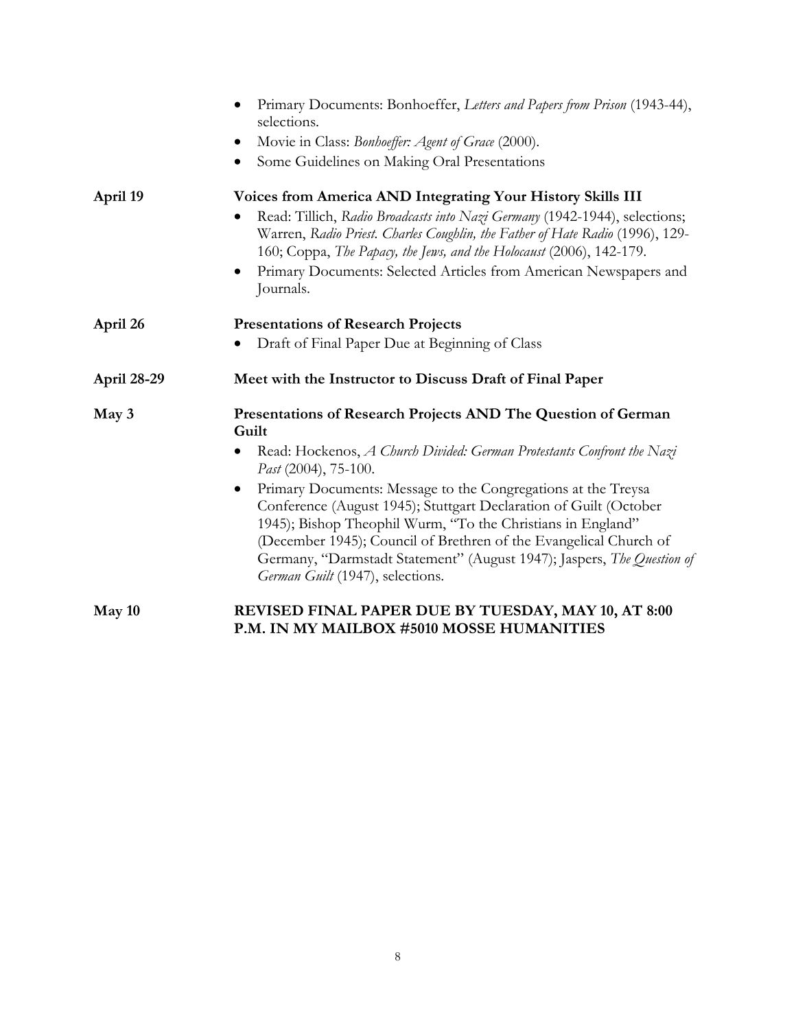- Primary Documents: Bonhoeffer, *Letters and Papers from Prison* (1943-44), selections.
- Movie in Class: *Bonhoeffer: Agent of Grace* (2000).
- Some Guidelines on Making Oral Presentations

**April 19** **Voices from America AND Integrating Your History Skills III**

- Read: Tillich, *Radio Broadcasts into Nazi Germany* (1942-1944), selections; Warren, *Radio Priest. Charles Coughlin, the Father of Hate Radio* (1996), 129-160; Coppa, *The Papacy, the Jews, and the Holocaust* (2006), 142-179.
- Primary Documents: Selected Articles from American Newspapers and Journals.

**April 26** **Presentations of Research Projects**

- Draft of Final Paper Due at Beginning of Class

**April 28-29** **Meet with the Instructor to Discuss Draft of Final Paper**

**May 3** **Presentations of Research Projects AND The Question of German Guilt**

- Read: Hockenos, *A Church Divided: German Protestants Confront the Nazi Past* (2004), 75-100.
- Primary Documents: Message to the Congregations at the Treysa Conference (August 1945); Stuttgart Declaration of Guilt (October 1945); Bishop Theophil Wurm, "To the Christians in England" (December 1945); Council of Brethren of the Evangelical Church of Germany, "Darmstadt Statement" (August 1947); Jaspers, *The Question of German Guilt* (1947), selections.

**May 10** **REVISED FINAL PAPER DUE BY TUESDAY, MAY 10, AT 8:00 P.M. IN MY MAILBOX #5010 MOSSE HUMANITIES**